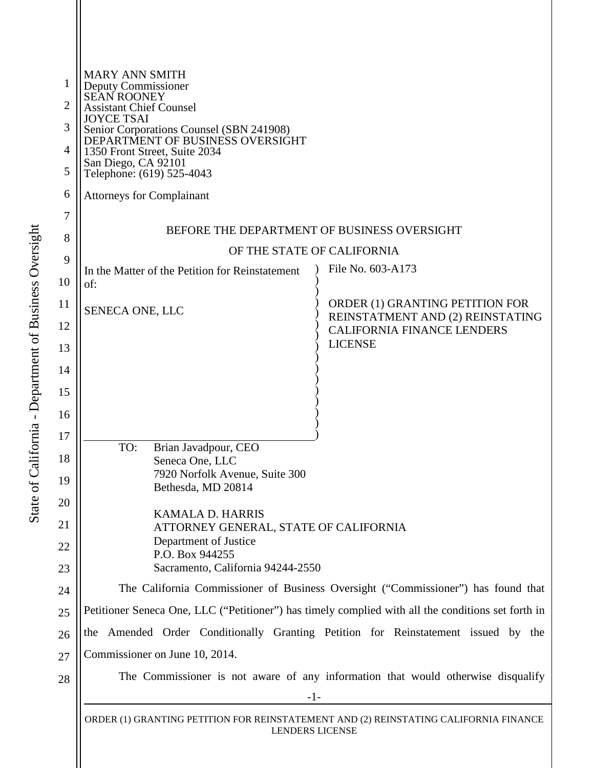MARY ANN SMITH
Deputy Commissioner
SEAN ROONEY
Assistant Chief Counsel
JOYCE TSAI
Senior Corporations Counsel (SBN 241908)
DEPARTMENT OF BUSINESS OVERSIGHT
1350 Front Street, Suite 2034
San Diego, CA 92101
Telephone: (619) 525-4043

Attorneys for Complainant

BEFORE THE DEPARTMENT OF BUSINESS OVERSIGHT

OF THE STATE OF CALIFORNIA

| | |
|---|---|
| In the Matter of the Petition for Reinstatement of: <br><br> SENECA ONE, LLC | File No. 603-A173 <br><br> ORDER (1) GRANTING PETITION FOR REINSTATMENT AND (2) REINSTATING CALIFORNIA FINANCE LENDERS LICENSE |

TO: Brian Javadpour, CEO
Seneca One, LLC
7920 Norfolk Avenue, Suite 300
Bethesda, MD 20814

KAMALA D. HARRIS
ATTORNEY GENERAL, STATE OF CALIFORNIA
Department of Justice
P.O. Box 944255
Sacramento, California 94244-2550

The California Commissioner of Business Oversight ("Commissioner") has found that Petitioner Seneca One, LLC ("Petitioner") has timely complied with all the conditions set forth in the Amended Order Conditionally Granting Petition for Reinstatement issued by the Commissioner on June 10, 2014.

The Commissioner is not aware of any information that would otherwise disqualify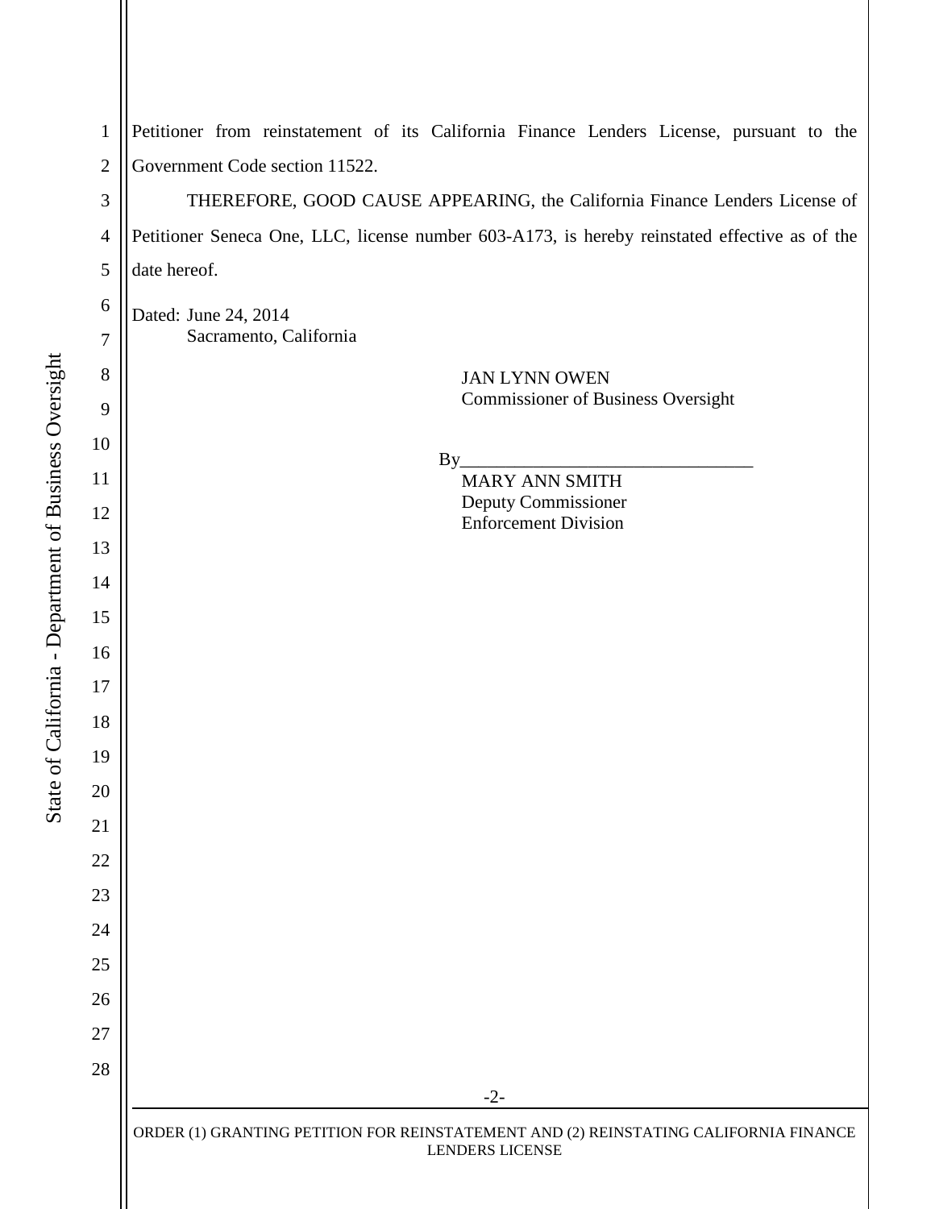Petitioner from reinstatement of its California Finance Lenders License, pursuant to the Government Code section 11522.

THEREFORE, GOOD CAUSE APPEARING, the California Finance Lenders License of Petitioner Seneca One, LLC, license number 603-A173, is hereby reinstated effective as of the date hereof.

Dated: June 24, 2014
Sacramento, California

JAN LYNN OWEN
Commissioner of Business Oversight

By_______________________________
MARY ANN SMITH
Deputy Commissioner
Enforcement Division